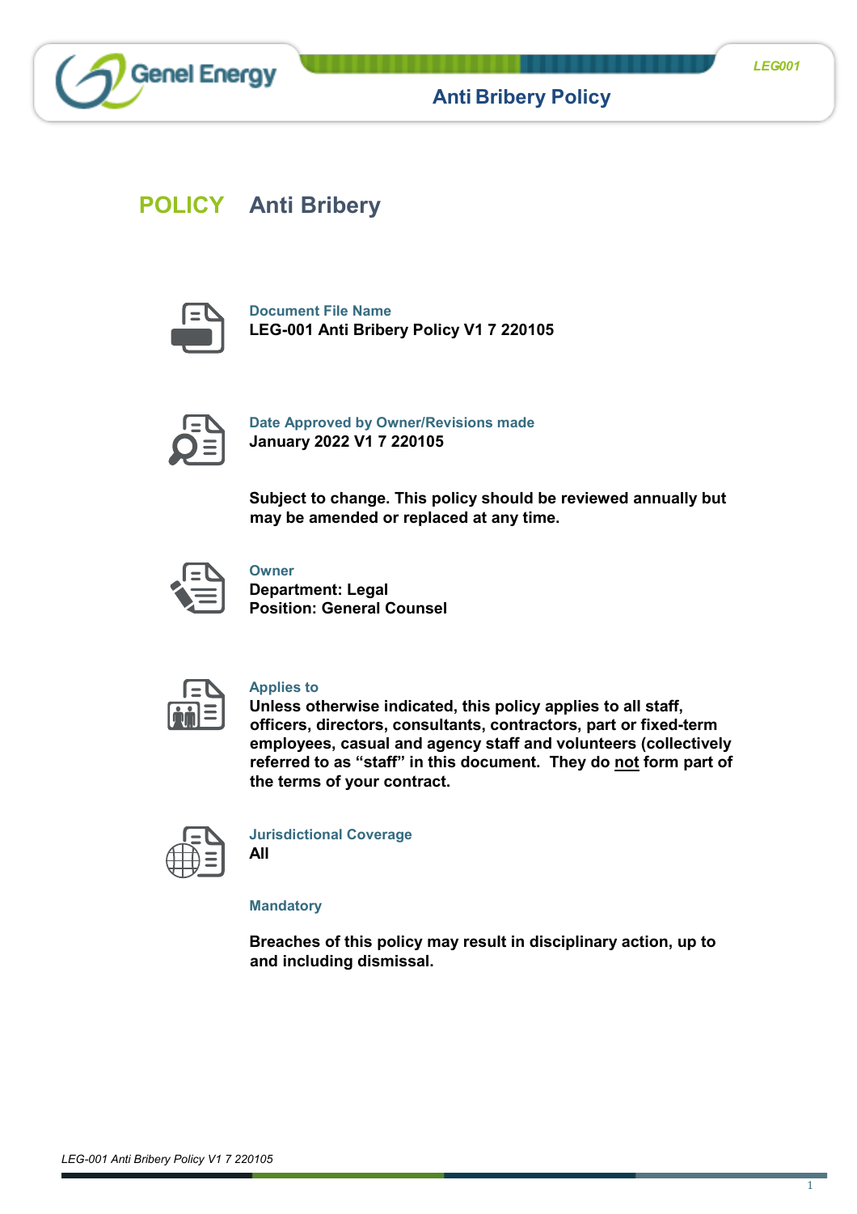# POLICY Anti Bribery

**Document File Name**

**LEG-001 Anti Bribery Policy V1 7 220105**

**Date Approved by Owner/Revisions made**

**January 2022 V1 7 220105**

**Subject to change. This policy should be reviewed annually but may be amended or replaced at any time.**

**Owner**

**Department: Legal**
**Position: General Counsel**

**Applies to**

**Unless otherwise indicated, this policy applies to all staff, officers, directors, consultants, contractors, part or fixed-term employees, casual and agency staff and volunteers (collectively referred to as "staff" in this document. They do <u>not</u> form part of the terms of your contract.**

**Jurisdictional Coverage**

**All**

**Mandatory**

**Breaches of this policy may result in disciplinary action, up to and including dismissal.**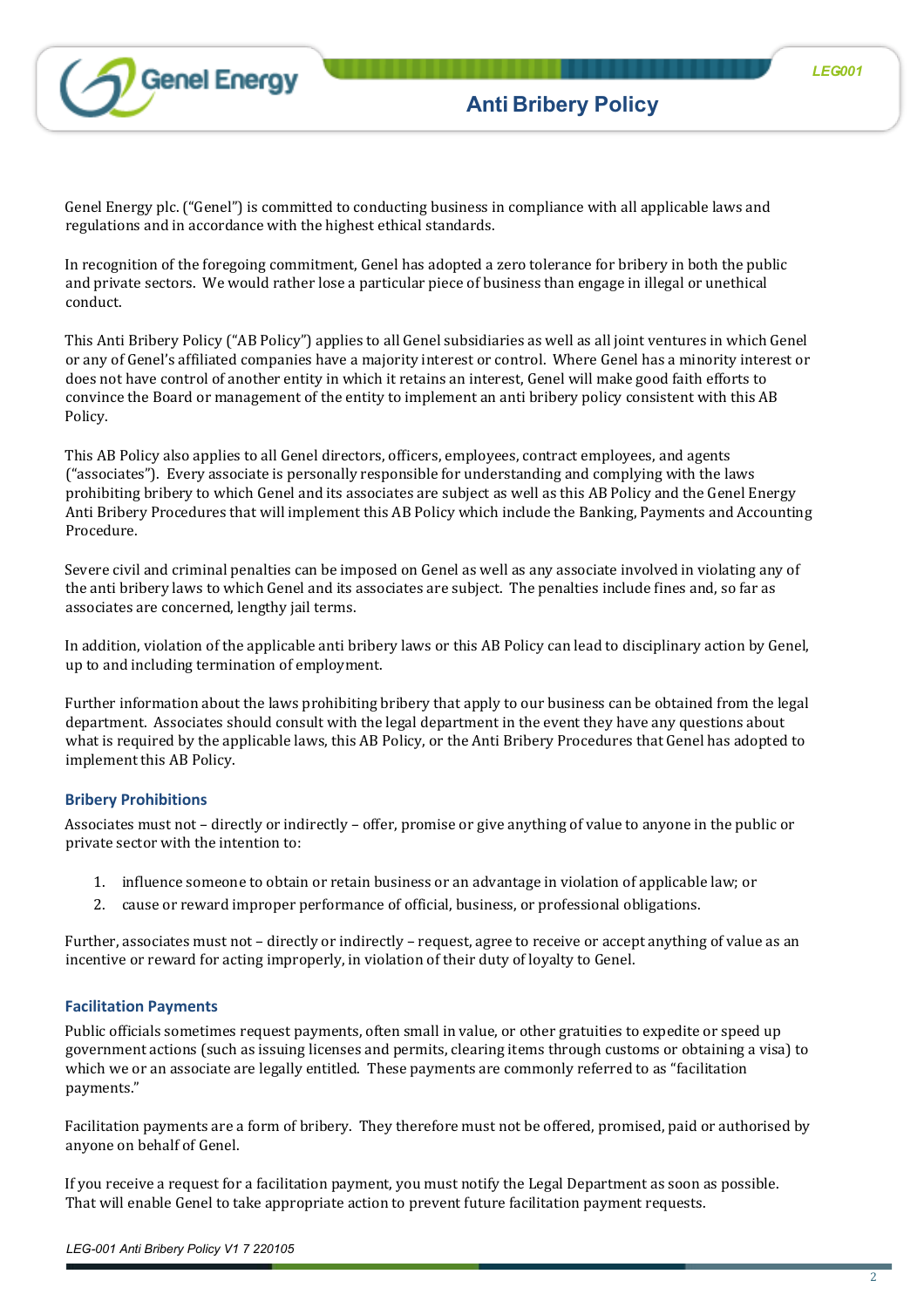Genel Energy plc. ("Genel") is committed to conducting business in compliance with all applicable laws and regulations and in accordance with the highest ethical standards.

In recognition of the foregoing commitment, Genel has adopted a zero tolerance for bribery in both the public and private sectors. We would rather lose a particular piece of business than engage in illegal or unethical conduct.

This Anti Bribery Policy ("AB Policy") applies to all Genel subsidiaries as well as all joint ventures in which Genel or any of Genel's affiliated companies have a majority interest or control. Where Genel has a minority interest or does not have control of another entity in which it retains an interest, Genel will make good faith efforts to convince the Board or management of the entity to implement an anti bribery policy consistent with this AB Policy.

This AB Policy also applies to all Genel directors, officers, employees, contract employees, and agents ("associates"). Every associate is personally responsible for understanding and complying with the laws prohibiting bribery to which Genel and its associates are subject as well as this AB Policy and the Genel Energy Anti Bribery Procedures that will implement this AB Policy which include the Banking, Payments and Accounting Procedure.

Severe civil and criminal penalties can be imposed on Genel as well as any associate involved in violating any of the anti bribery laws to which Genel and its associates are subject. The penalties include fines and, so far as associates are concerned, lengthy jail terms.

In addition, violation of the applicable anti bribery laws or this AB Policy can lead to disciplinary action by Genel, up to and including termination of employment.

Further information about the laws prohibiting bribery that apply to our business can be obtained from the legal department. Associates should consult with the legal department in the event they have any questions about what is required by the applicable laws, this AB Policy, or the Anti Bribery Procedures that Genel has adopted to implement this AB Policy.

## Bribery Prohibitions

Associates must not – directly or indirectly – offer, promise or give anything of value to anyone in the public or private sector with the intention to:

1. influence someone to obtain or retain business or an advantage in violation of applicable law; or
2. cause or reward improper performance of official, business, or professional obligations.

Further, associates must not – directly or indirectly – request, agree to receive or accept anything of value as an incentive or reward for acting improperly, in violation of their duty of loyalty to Genel.

## Facilitation Payments

Public officials sometimes request payments, often small in value, or other gratuities to expedite or speed up government actions (such as issuing licenses and permits, clearing items through customs or obtaining a visa) to which we or an associate are legally entitled. These payments are commonly referred to as "facilitation payments."

Facilitation payments are a form of bribery. They therefore must not be offered, promised, paid or authorised by anyone on behalf of Genel.

If you receive a request for a facilitation payment, you must notify the Legal Department as soon as possible. That will enable Genel to take appropriate action to prevent future facilitation payment requests.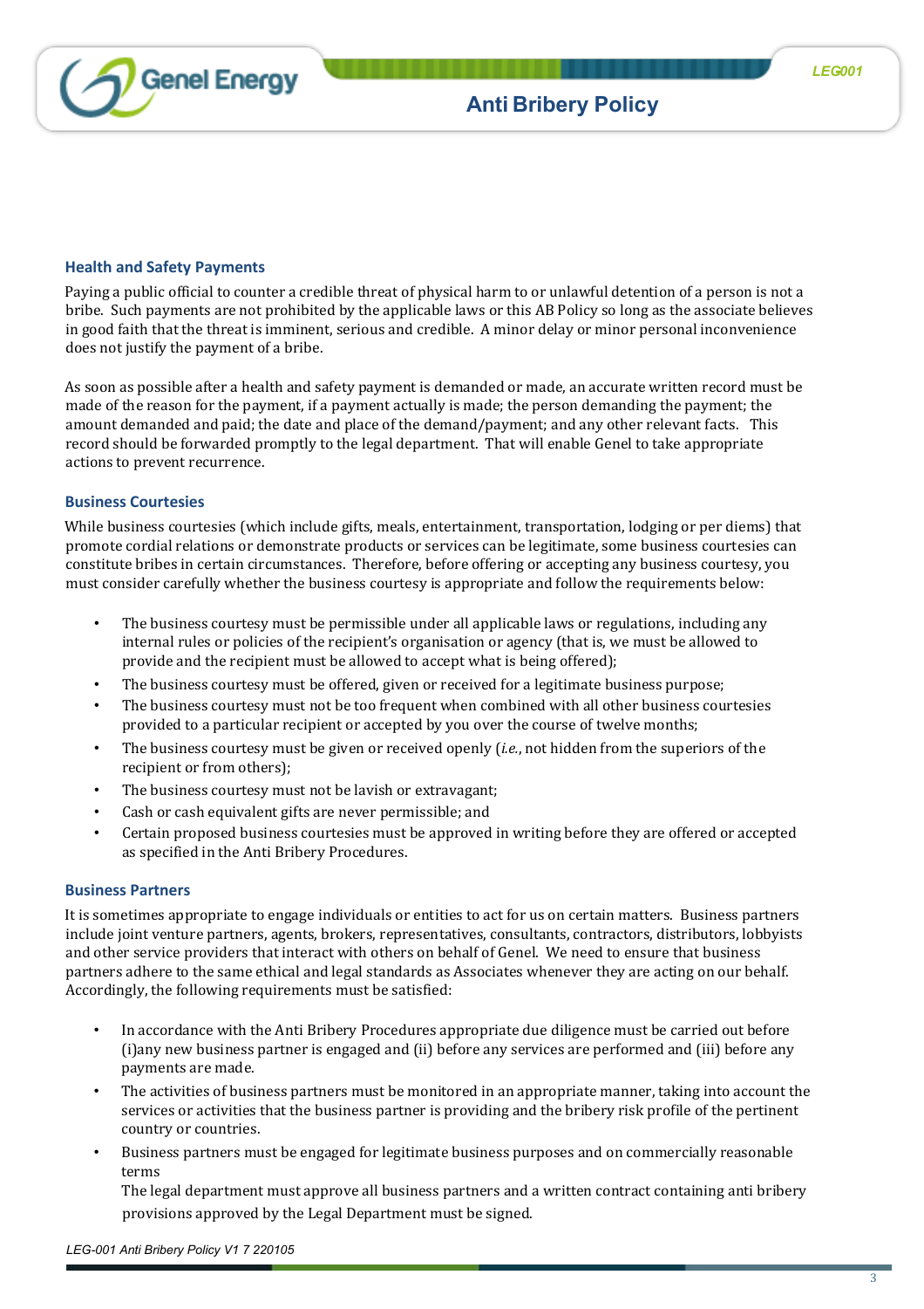### Health and Safety Payments

Paying a public official to counter a credible threat of physical harm to or unlawful detention of a person is not a bribe. Such payments are not prohibited by the applicable laws or this AB Policy so long as the associate believes in good faith that the threat is imminent, serious and credible. A minor delay or minor personal inconvenience does not justify the payment of a bribe.

As soon as possible after a health and safety payment is demanded or made, an accurate written record must be made of the reason for the payment, if a payment actually is made; the person demanding the payment; the amount demanded and paid; the date and place of the demand/payment; and any other relevant facts. This record should be forwarded promptly to the legal department. That will enable Genel to take appropriate actions to prevent recurrence.

### Business Courtesies

While business courtesies (which include gifts, meals, entertainment, transportation, lodging or per diems) that promote cordial relations or demonstrate products or services can be legitimate, some business courtesies can constitute bribes in certain circumstances. Therefore, before offering or accepting any business courtesy, you must consider carefully whether the business courtesy is appropriate and follow the requirements below:

- The business courtesy must be permissible under all applicable laws or regulations, including any internal rules or policies of the recipient's organisation or agency (that is, we must be allowed to provide and the recipient must be allowed to accept what is being offered);
- The business courtesy must be offered, given or received for a legitimate business purpose;
- The business courtesy must not be too frequent when combined with all other business courtesies provided to a particular recipient or accepted by you over the course of twelve months;
- The business courtesy must be given or received openly (*i.e.*, not hidden from the superiors of the recipient or from others);
- The business courtesy must not be lavish or extravagant;
- Cash or cash equivalent gifts are never permissible; and
- Certain proposed business courtesies must be approved in writing before they are offered or accepted as specified in the Anti Bribery Procedures.

### Business Partners

It is sometimes appropriate to engage individuals or entities to act for us on certain matters. Business partners include joint venture partners, agents, brokers, representatives, consultants, contractors, distributors, lobbyists and other service providers that interact with others on behalf of Genel. We need to ensure that business partners adhere to the same ethical and legal standards as Associates whenever they are acting on our behalf. Accordingly, the following requirements must be satisfied:

- In accordance with the Anti Bribery Procedures appropriate due diligence must be carried out before (i)any new business partner is engaged and (ii) before any services are performed and (iii) before any payments are made.
- The activities of business partners must be monitored in an appropriate manner, taking into account the services or activities that the business partner is providing and the bribery risk profile of the pertinent country or countries.
- Business partners must be engaged for legitimate business purposes and on commercially reasonable terms
  The legal department must approve all business partners and a written contract containing anti bribery provisions approved by the Legal Department must be signed.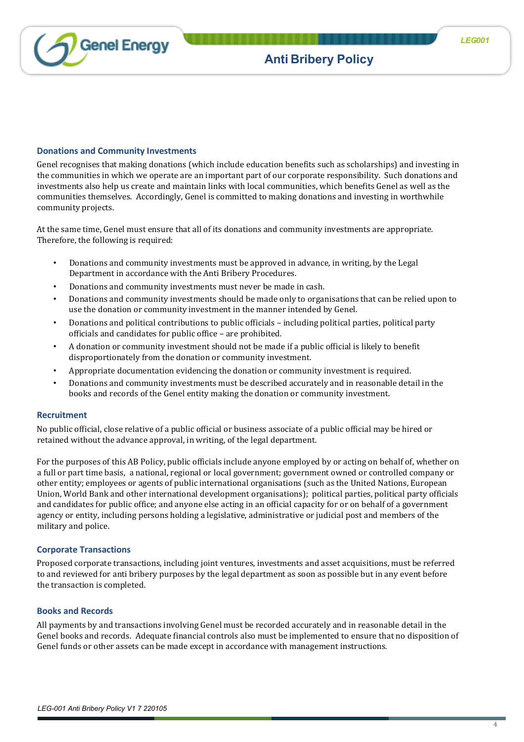## Donations and Community Investments

Genel recognises that making donations (which include education benefits such as scholarships) and investing in the communities in which we operate are an important part of our corporate responsibility. Such donations and investments also help us create and maintain links with local communities, which benefits Genel as well as the communities themselves. Accordingly, Genel is committed to making donations and investing in worthwhile community projects.

At the same time, Genel must ensure that all of its donations and community investments are appropriate. Therefore, the following is required:

- Donations and community investments must be approved in advance, in writing, by the Legal Department in accordance with the Anti Bribery Procedures.
- Donations and community investments must never be made in cash.
- Donations and community investments should be made only to organisations that can be relied upon to use the donation or community investment in the manner intended by Genel.
- Donations and political contributions to public officials – including political parties, political party officials and candidates for public office – are prohibited.
- A donation or community investment should not be made if a public official is likely to benefit disproportionately from the donation or community investment.
- Appropriate documentation evidencing the donation or community investment is required.
- Donations and community investments must be described accurately and in reasonable detail in the books and records of the Genel entity making the donation or community investment.

## Recruitment

No public official, close relative of a public official or business associate of a public official may be hired or retained without the advance approval, in writing, of the legal department.

For the purposes of this AB Policy, public officials include anyone employed by or acting on behalf of, whether on a full or part time basis, a national, regional or local government; government owned or controlled company or other entity; employees or agents of public international organisations (such as the United Nations, European Union, World Bank and other international development organisations); political parties, political party officials and candidates for public office; and anyone else acting in an official capacity for or on behalf of a government agency or entity, including persons holding a legislative, administrative or judicial post and members of the military and police.

## Corporate Transactions

Proposed corporate transactions, including joint ventures, investments and asset acquisitions, must be referred to and reviewed for anti bribery purposes by the legal department as soon as possible but in any event before the transaction is completed.

## Books and Records

All payments by and transactions involving Genel must be recorded accurately and in reasonable detail in the Genel books and records. Adequate financial controls also must be implemented to ensure that no disposition of Genel funds or other assets can be made except in accordance with management instructions.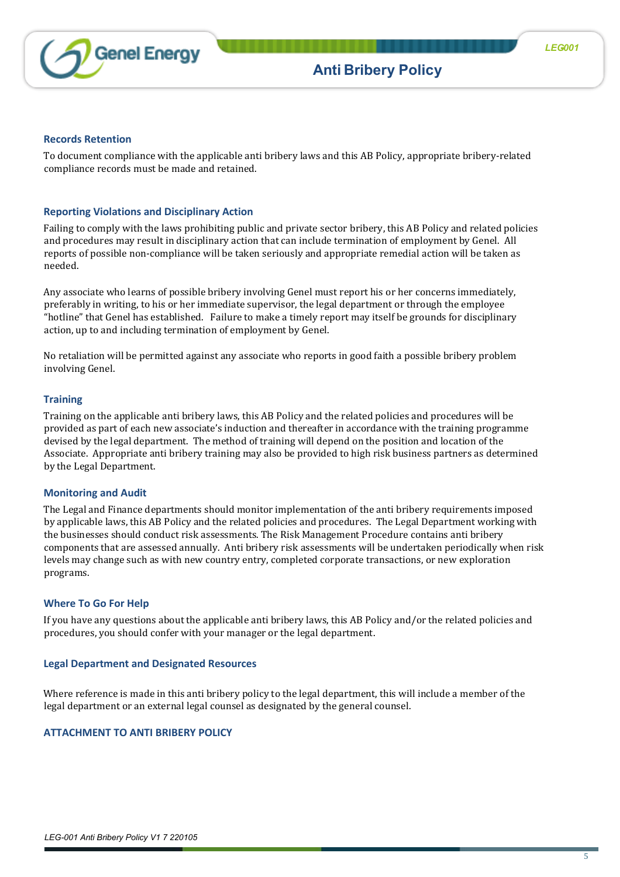### Records Retention

To document compliance with the applicable anti bribery laws and this AB Policy, appropriate bribery-related compliance records must be made and retained.

### Reporting Violations and Disciplinary Action

Failing to comply with the laws prohibiting public and private sector bribery, this AB Policy and related policies and procedures may result in disciplinary action that can include termination of employment by Genel. All reports of possible non-compliance will be taken seriously and appropriate remedial action will be taken as needed.

Any associate who learns of possible bribery involving Genel must report his or her concerns immediately, preferably in writing, to his or her immediate supervisor, the legal department or through the employee "hotline" that Genel has established. Failure to make a timely report may itself be grounds for disciplinary action, up to and including termination of employment by Genel.

No retaliation will be permitted against any associate who reports in good faith a possible bribery problem involving Genel.

### Training

Training on the applicable anti bribery laws, this AB Policy and the related policies and procedures will be provided as part of each new associate's induction and thereafter in accordance with the training programme devised by the legal department. The method of training will depend on the position and location of the Associate. Appropriate anti bribery training may also be provided to high risk business partners as determined by the Legal Department.

### Monitoring and Audit

The Legal and Finance departments should monitor implementation of the anti bribery requirements imposed by applicable laws, this AB Policy and the related policies and procedures. The Legal Department working with the businesses should conduct risk assessments. The Risk Management Procedure contains anti bribery components that are assessed annually. Anti bribery risk assessments will be undertaken periodically when risk levels may change such as with new country entry, completed corporate transactions, or new exploration programs.

### Where To Go For Help

If you have any questions about the applicable anti bribery laws, this AB Policy and/or the related policies and procedures, you should confer with your manager or the legal department.

### Legal Department and Designated Resources

Where reference is made in this anti bribery policy to the legal department, this will include a member of the legal department or an external legal counsel as designated by the general counsel.

### ATTACHMENT TO ANTI BRIBERY POLICY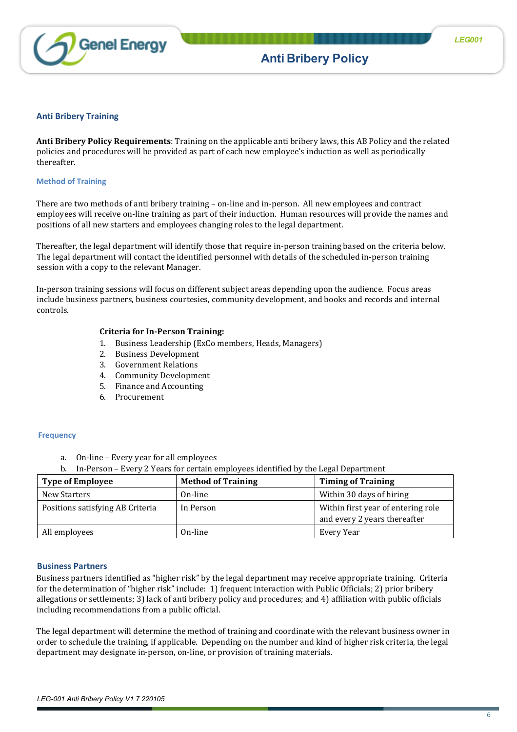## Anti Bribery Training

**Anti Bribery Policy Requirements**: Training on the applicable anti bribery laws, this AB Policy and the related policies and procedures will be provided as part of each new employee's induction as well as periodically thereafter.

### Method of Training

There are two methods of anti bribery training – on-line and in-person. All new employees and contract employees will receive on-line training as part of their induction. Human resources will provide the names and positions of all new starters and employees changing roles to the legal department.

Thereafter, the legal department will identify those that require in-person training based on the criteria below. The legal department will contact the identified personnel with details of the scheduled in-person training session with a copy to the relevant Manager.

In-person training sessions will focus on different subject areas depending upon the audience. Focus areas include business partners, business courtesies, community development, and books and records and internal controls.

**Criteria for In-Person Training:**

1. Business Leadership (ExCo members, Heads, Managers)
2. Business Development
3. Government Relations
4. Community Development
5. Finance and Accounting
6. Procurement

### Frequency

a. On-line – Every year for all employees
b. In-Person – Every 2 Years for certain employees identified by the Legal Department

| Type of Employee | Method of Training | Timing of Training |
|---|---|---|
| New Starters | On-line | Within 30 days of hiring |
| Positions satisfying AB Criteria | In Person | Within first year of entering role and every 2 years thereafter |
| All employees | On-line | Every Year |

## Business Partners

Business partners identified as "higher risk" by the legal department may receive appropriate training. Criteria for the determination of "higher risk" include: 1) frequent interaction with Public Officials; 2) prior bribery allegations or settlements; 3) lack of anti bribery policy and procedures; and 4) affiliation with public officials including recommendations from a public official.

The legal department will determine the method of training and coordinate with the relevant business owner in order to schedule the training, if applicable. Depending on the number and kind of higher risk criteria, the legal department may designate in-person, on-line, or provision of training materials.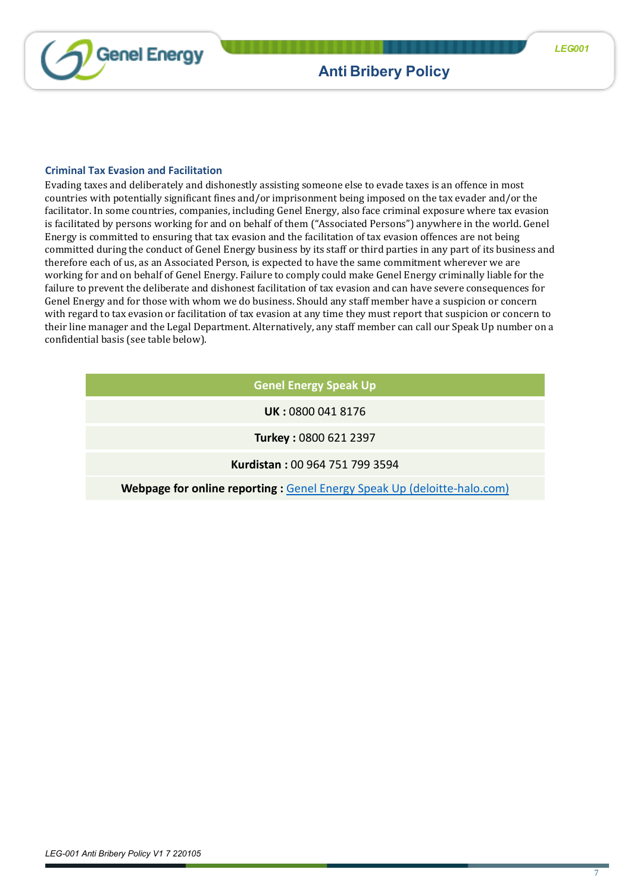### Criminal Tax Evasion and Facilitation

Evading taxes and deliberately and dishonestly assisting someone else to evade taxes is an offence in most countries with potentially significant fines and/or imprisonment being imposed on the tax evader and/or the facilitator. In some countries, companies, including Genel Energy, also face criminal exposure where tax evasion is facilitated by persons working for and on behalf of them ("Associated Persons") anywhere in the world. Genel Energy is committed to ensuring that tax evasion and the facilitation of tax evasion offences are not being committed during the conduct of Genel Energy business by its staff or third parties in any part of its business and therefore each of us, as an Associated Person, is expected to have the same commitment wherever we are working for and on behalf of Genel Energy. Failure to comply could make Genel Energy criminally liable for the failure to prevent the deliberate and dishonest facilitation of tax evasion and can have severe consequences for Genel Energy and for those with whom we do business. Should any staff member have a suspicion or concern with regard to tax evasion or facilitation of tax evasion at any time they must report that suspicion or concern to their line manager and the Legal Department. Alternatively, any staff member can call our Speak Up number on a confidential basis (see table below).

| Genel Energy Speak Up |
| --- |
| **UK :** 0800 041 8176 |
| **Turkey :** 0800 621 2397 |
| **Kurdistan :** 00 964 751 799 3594 |
| **Webpage for online reporting :** Genel Energy Speak Up (deloitte-halo.com) |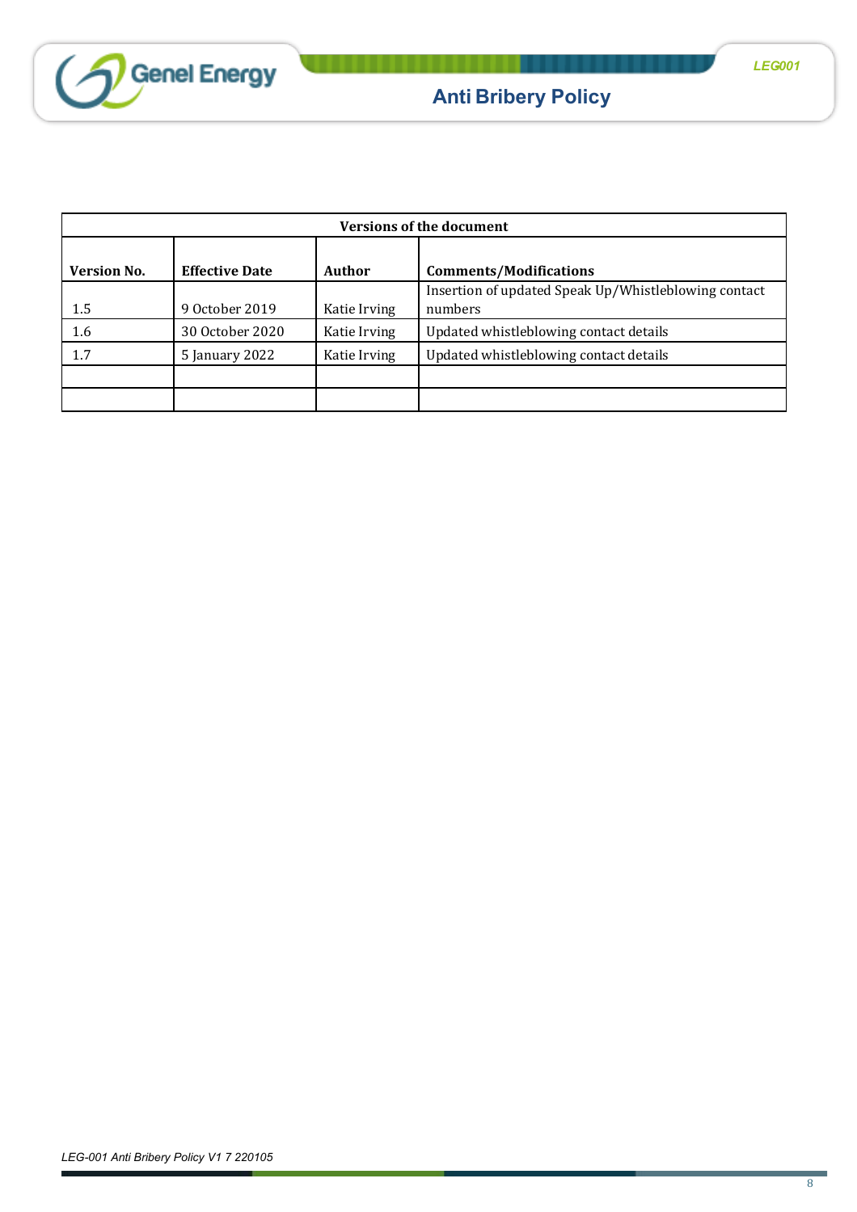| Versions of the document | | | |
|---|---|---|---|
| **Version No.** | **Effective Date** | **Author** | **Comments/Modifications** |
| 1.5 | 9 October 2019 | Katie Irving | Insertion of updated Speak Up/Whistleblowing contact numbers |
| 1.6 | 30 October 2020 | Katie Irving | Updated whistleblowing contact details |
| 1.7 | 5 January 2022 | Katie Irving | Updated whistleblowing contact details |
| | | | |
| | | | |